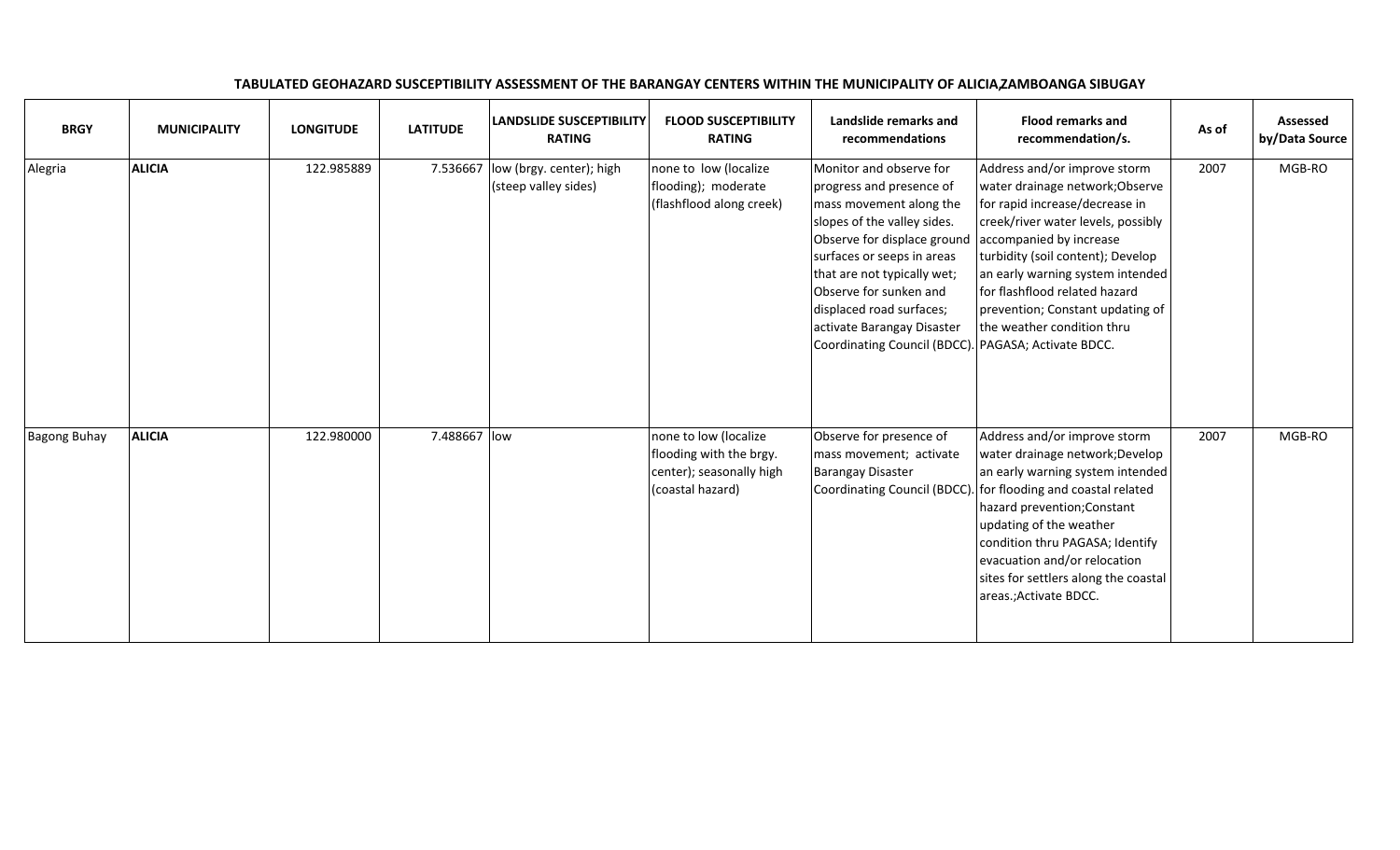**TABULATED GEOHAZARD SUSCEPTIBILITY ASSESSMENT OF THE BARANGAY CENTERS WITHIN THE MUNICIPALITY OF ALICIA,ZAMBOANGA SIBUGAY**

| BRGY | MUNICIPALITY | LONGITUDE | LATITUDE | LANDSLIDE SUSCEPTIBILITY RATING | FLOOD SUSCEPTIBILITY RATING | Landslide remarks and recommendations | Flood remarks and recommendation/s. | As of | Assessed by/Data Source |
|---|---|---|---|---|---|---|---|---|---|
| Alegria | **ALICIA** | 122.985889 | 7.536667 | low (brgy. center); high (steep valley sides) | none to low (localize flooding); moderate (flashflood along creek) | Monitor and observe for progress and presence of mass movement along the slopes of the valley sides. Observe for displace ground surfaces or seeps in areas that are not typically wet; Observe for sunken and displaced road surfaces; activate Barangay Disaster Coordinating Council (BDCC). | Address and/or improve storm water drainage network;Observe for rapid increase/decrease in creek/river water levels, possibly accompanied by increase turbidity (soil content); Develop an early warning system intended for flashflood related hazard prevention; Constant updating of the weather condition thru PAGASA; Activate BDCC. | 2007 | MGB-RO |
| Bagong Buhay | **ALICIA** | 122.980000 | 7.488667 | low | none to low (localize flooding with the brgy. center); seasonally high (coastal hazard) | Observe for presence of mass movement; activate Barangay Disaster Coordinating Council (BDCC). | Address and/or improve storm water drainage network;Develop an early warning system intended for flooding and coastal related hazard prevention;Constant updating of the weather condition thru PAGASA; Identify evacuation and/or relocation sites for settlers along the coastal areas.;Activate BDCC. | 2007 | MGB-RO |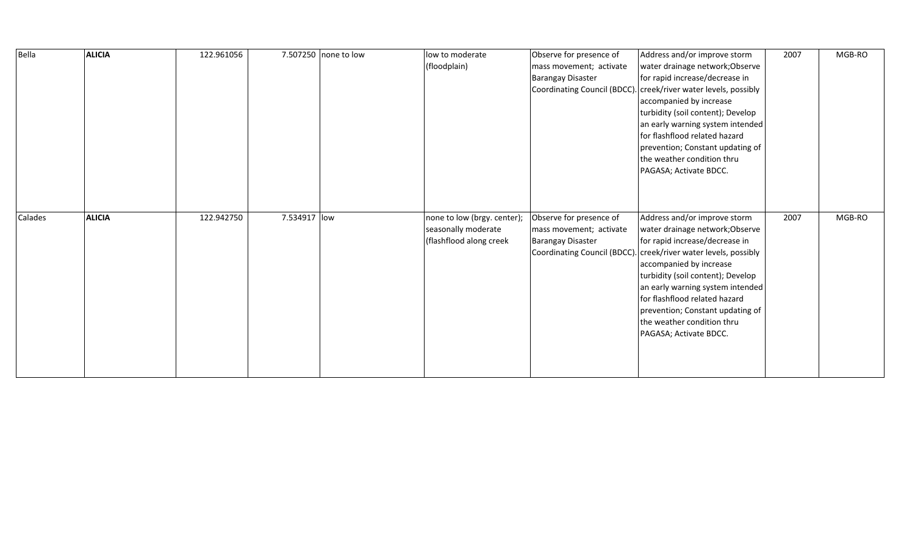| | | | | | | | | | |
|---|---|---|---|---|---|---|---|---|---|
| Bella | **ALICIA** | 122.961056 | 7.507250 | none to low | low to moderate (floodplain) | Observe for presence of mass movement; activate Barangay Disaster Coordinating Council (BDCC). | Address and/or improve storm water drainage network;Observe for rapid increase/decrease in creek/river water levels, possibly accompanied by increase turbidity (soil content); Develop an early warning system intended for flashflood related hazard prevention; Constant updating of the weather condition thru PAGASA; Activate BDCC. | 2007 | MGB-RO |
| Calades | **ALICIA** | 122.942750 | 7.534917 | low | none to low (brgy. center); seasonally moderate (flashflood along creek | Observe for presence of mass movement; activate Barangay Disaster Coordinating Council (BDCC). | Address and/or improve storm water drainage network;Observe for rapid increase/decrease in creek/river water levels, possibly accompanied by increase turbidity (soil content); Develop an early warning system intended for flashflood related hazard prevention; Constant updating of the weather condition thru PAGASA; Activate BDCC. | 2007 | MGB-RO |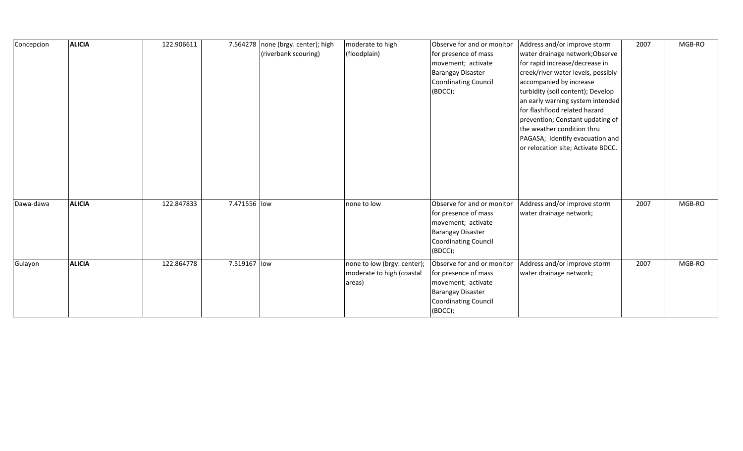| Concepcion | **ALICIA** | 122.906611 | 7.564278 | none (brgy. center); high (riverbank scouring) | moderate to high (floodplain) | Observe for and or monitor for presence of mass movement; activate Barangay Disaster Coordinating Council (BDCC); | Address and/or improve storm water drainage network;Observe for rapid increase/decrease in creek/river water levels, possibly accompanied by increase turbidity (soil content); Develop an early warning system intended for flashflood related hazard prevention; Constant updating of the weather condition thru PAGASA; Identify evacuation and or relocation site; Activate BDCC. | 2007 | MGB-RO |
|---|---|---|---|---|---|---|---|---|---|
| Dawa-dawa | **ALICIA** | 122.847833 | 7.471556 | low | none to low | Observe for and or monitor for presence of mass movement; activate Barangay Disaster Coordinating Council (BDCC); | Address and/or improve storm water drainage network; | 2007 | MGB-RO |
| Gulayon | **ALICIA** | 122.864778 | 7.519167 | low | none to low (brgy. center); moderate to high (coastal areas) | Observe for and or monitor for presence of mass movement; activate Barangay Disaster Coordinating Council (BDCC); | Address and/or improve storm water drainage network; | 2007 | MGB-RO |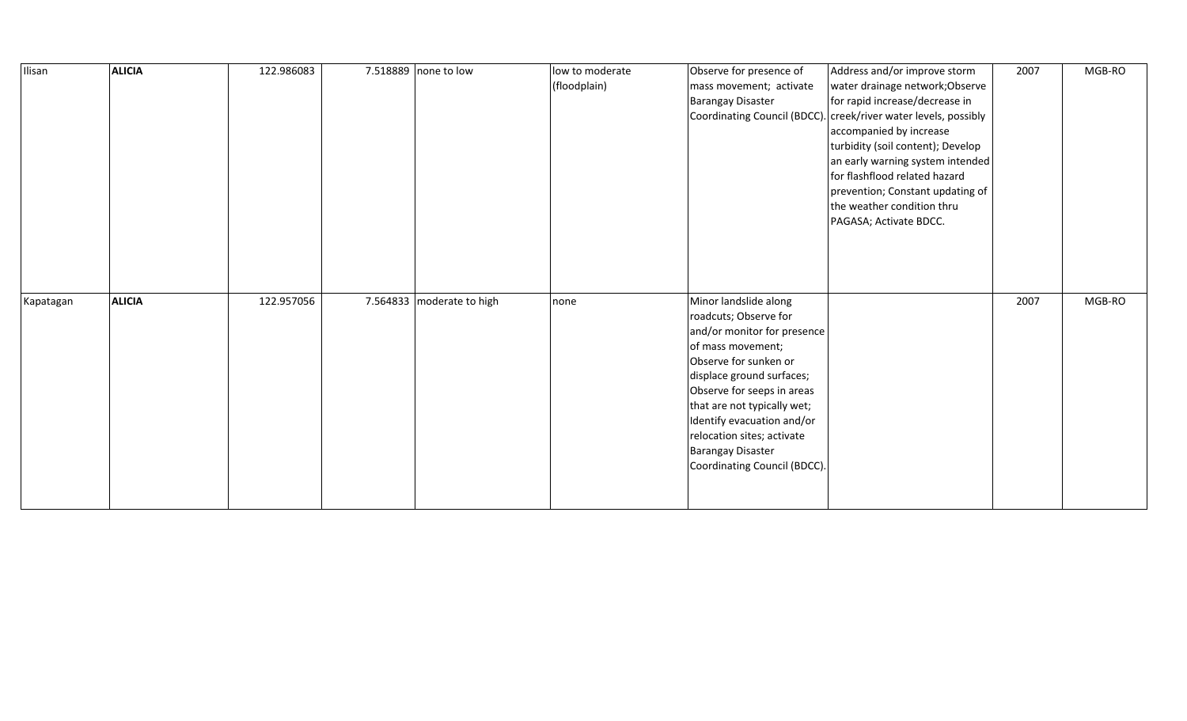| | | | | | | | | | |
|---|---|---|---|---|---|---|---|---|---|
| Ilisan | **ALICIA** | 122.986083 | 7.518889 | none to low | low to moderate (floodplain) | Observe for presence of mass movement; activate Barangay Disaster Coordinating Council (BDCC). | Address and/or improve storm water drainage network;Observe for rapid increase/decrease in creek/river water levels, possibly accompanied by increase turbidity (soil content); Develop an early warning system intended for flashflood related hazard prevention; Constant updating of the weather condition thru PAGASA; Activate BDCC. | 2007 | MGB-RO |
| Kapatagan | **ALICIA** | 122.957056 | 7.564833 | moderate to high | none | Minor landslide along roadcuts; Observe for and/or monitor for presence of mass movement; Observe for sunken or displace ground surfaces; Observe for seeps in areas that are not typically wet; Identify evacuation and/or relocation sites; activate Barangay Disaster Coordinating Council (BDCC). | | 2007 | MGB-RO |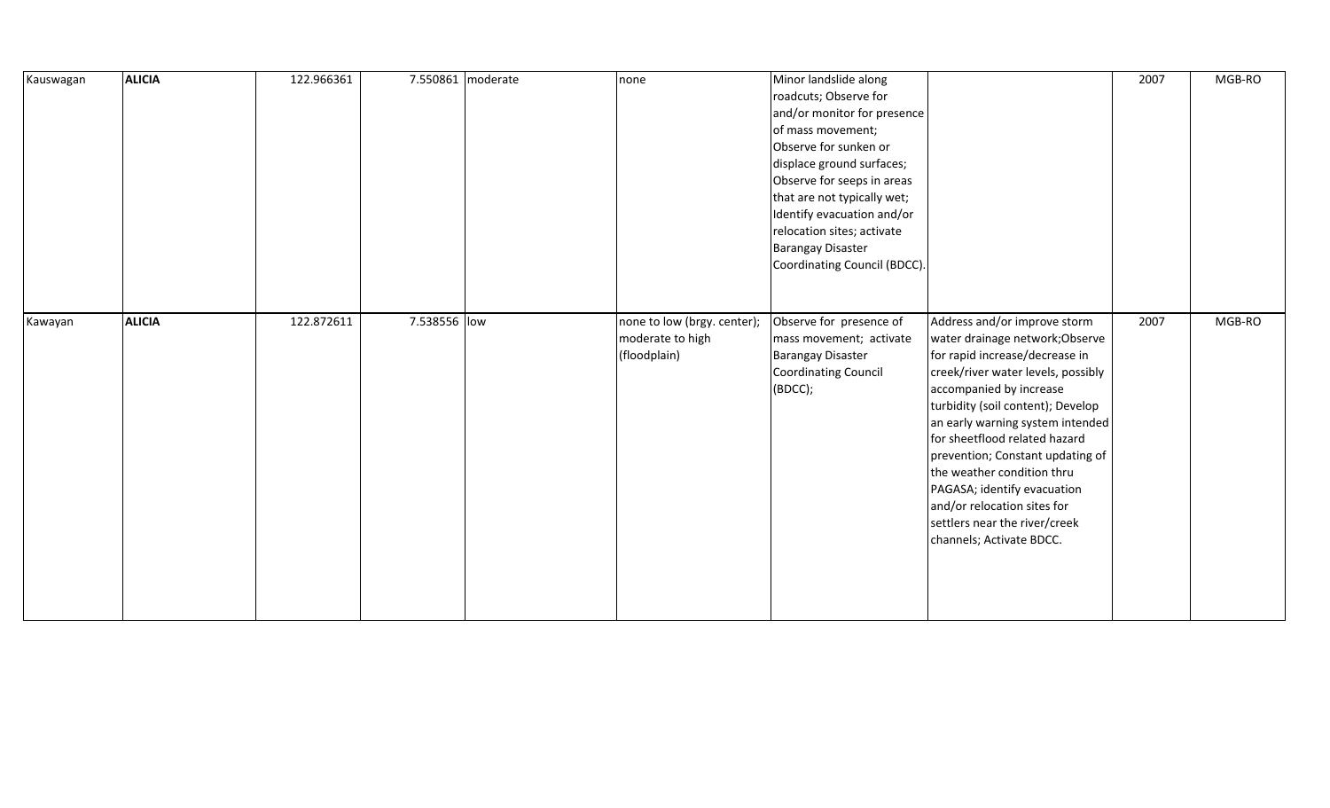| | | | | | | | | | |
|---|---|---|---|---|---|---|---|---|---|
| Kauswagan | **ALICIA** | 122.966361 | 7.550861 | moderate | none | Minor landslide along roadcuts; Observe for and/or monitor for presence of mass movement; Observe for sunken or displace ground surfaces; Observe for seeps in areas that are not typically wet; Identify evacuation and/or relocation sites; activate Barangay Disaster Coordinating Council (BDCC). | | 2007 | MGB-RO |
| Kawayan | **ALICIA** | 122.872611 | 7.538556 | low | none to low (brgy. center); moderate to high (floodplain) | Observe for presence of mass movement; activate Barangay Disaster Coordinating Council (BDCC); | Address and/or improve storm water drainage network;Observe for rapid increase/decrease in creek/river water levels, possibly accompanied by increase turbidity (soil content); Develop an early warning system intended for sheetflood related hazard prevention; Constant updating of the weather condition thru PAGASA; identify evacuation and/or relocation sites for settlers near the river/creek channels; Activate BDCC. | 2007 | MGB-RO |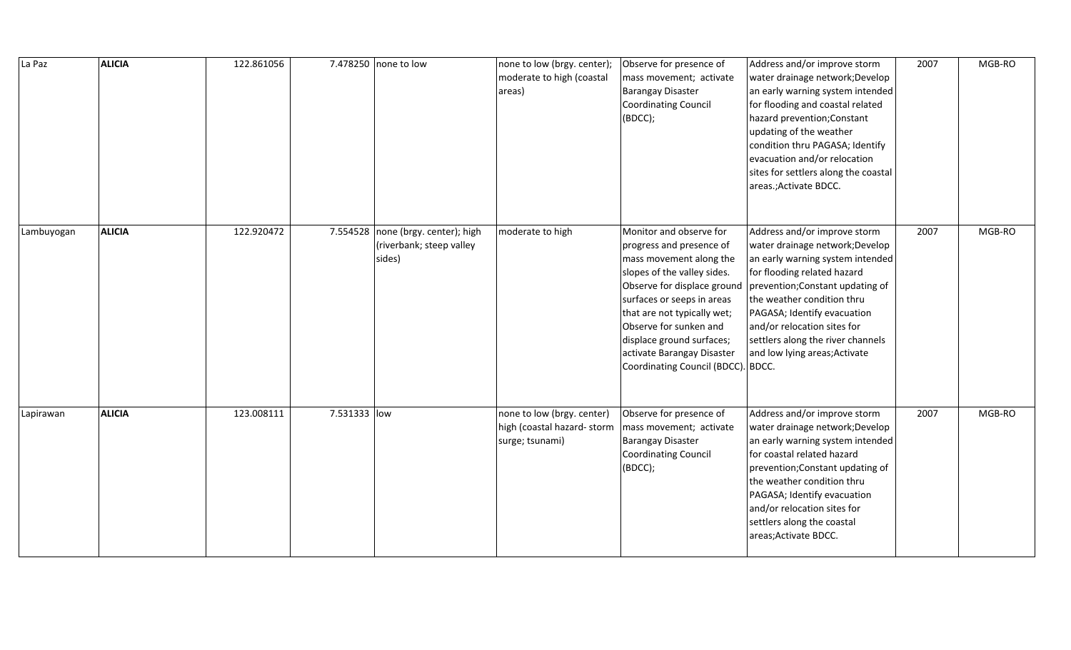| | | | | | | | | | |
|---|---|---|---|---|---|---|---|---|---|
| La Paz | **ALICIA** | 122.861056 | 7.478250 | none to low | none to low (brgy. center); moderate to high (coastal areas) | Observe for presence of mass movement; activate Barangay Disaster Coordinating Council (BDCC); | Address and/or improve storm water drainage network;Develop an early warning system intended for flooding and coastal related hazard prevention;Constant updating of the weather condition thru PAGASA; Identify evacuation and/or relocation sites for settlers along the coastal areas.;Activate BDCC. | 2007 | MGB-RO |
| Lambuyogan | **ALICIA** | 122.920472 | 7.554528 | none (brgy. center); high (riverbank; steep valley sides) | moderate to high | Monitor and observe for progress and presence of mass movement along the slopes of the valley sides. Observe for displace ground surfaces or seeps in areas that are not typically wet; Observe for sunken and displace ground surfaces; activate Barangay Disaster Coordinating Council (BDCC). | Address and/or improve storm water drainage network;Develop an early warning system intended for flooding related hazard prevention;Constant updating of the weather condition thru PAGASA; Identify evacuation and/or relocation sites for settlers along the river channels and low lying areas;Activate BDCC. | 2007 | MGB-RO |
| Lapirawan | **ALICIA** | 123.008111 | 7.531333 | low | none to low (brgy. center) high (coastal hazard- storm surge; tsunami) | Observe for presence of mass movement; activate Barangay Disaster Coordinating Council (BDCC); | Address and/or improve storm water drainage network;Develop an early warning system intended for coastal related hazard prevention;Constant updating of the weather condition thru PAGASA; Identify evacuation and/or relocation sites for settlers along the coastal areas;Activate BDCC. | 2007 | MGB-RO |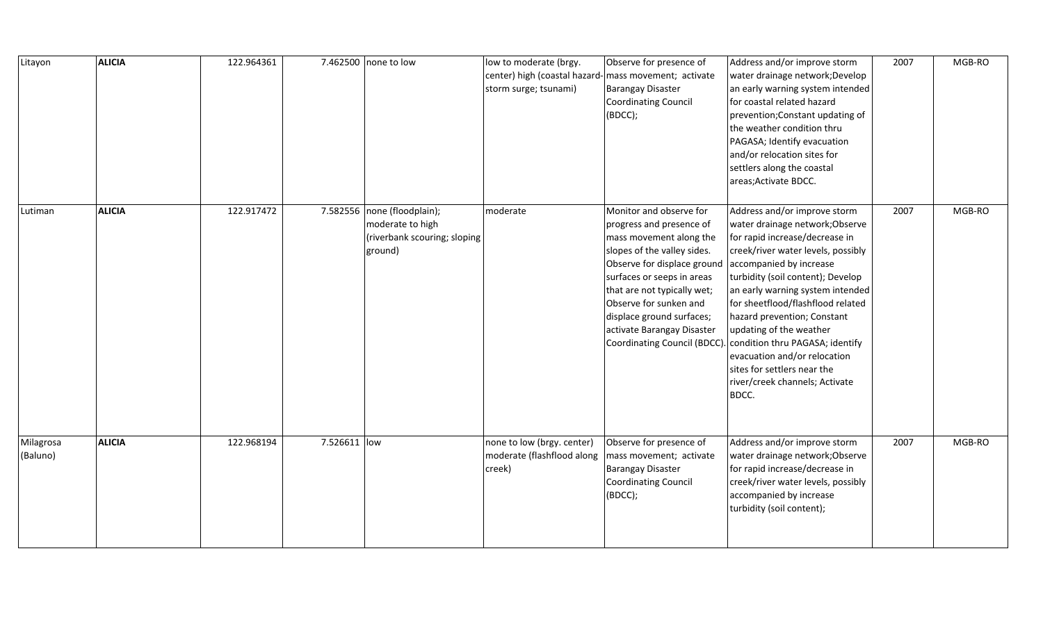| | | | | | | | | | |
|---|---|---|---|---|---|---|---|---|---|
| Litayon | **ALICIA** | 122.964361 | 7.462500 | none to low | low to moderate (brgy. center) high (coastal hazard-storm surge; tsunami) | Observe for presence of mass movement; activate Barangay Disaster Coordinating Council (BDCC); | Address and/or improve storm water drainage network;Develop an early warning system intended for coastal related hazard prevention;Constant updating of the weather condition thru PAGASA; Identify evacuation and/or relocation sites for settlers along the coastal areas;Activate BDCC. | 2007 | MGB-RO |
| Lutiman | **ALICIA** | 122.917472 | 7.582556 | none (floodplain); moderate to high (riverbank scouring; sloping ground) | moderate | Monitor and observe for progress and presence of mass movement along the slopes of the valley sides. Observe for displace ground surfaces or seeps in areas that are not typically wet; Observe for sunken and displace ground surfaces; activate Barangay Disaster Coordinating Council (BDCC). | Address and/or improve storm water drainage network;Observe for rapid increase/decrease in creek/river water levels, possibly accompanied by increase turbidity (soil content); Develop an early warning system intended for sheetflood/flashflood related hazard prevention; Constant updating of the weather condition thru PAGASA; identify evacuation and/or relocation sites for settlers near the river/creek channels; Activate BDCC. | 2007 | MGB-RO |
| Milagrosa (Baluno) | **ALICIA** | 122.968194 | 7.526611 | low | none to low (brgy. center) moderate (flashflood along creek) | Observe for presence of mass movement; activate Barangay Disaster Coordinating Council (BDCC); | Address and/or improve storm water drainage network;Observe for rapid increase/decrease in creek/river water levels, possibly accompanied by increase turbidity (soil content); | 2007 | MGB-RO |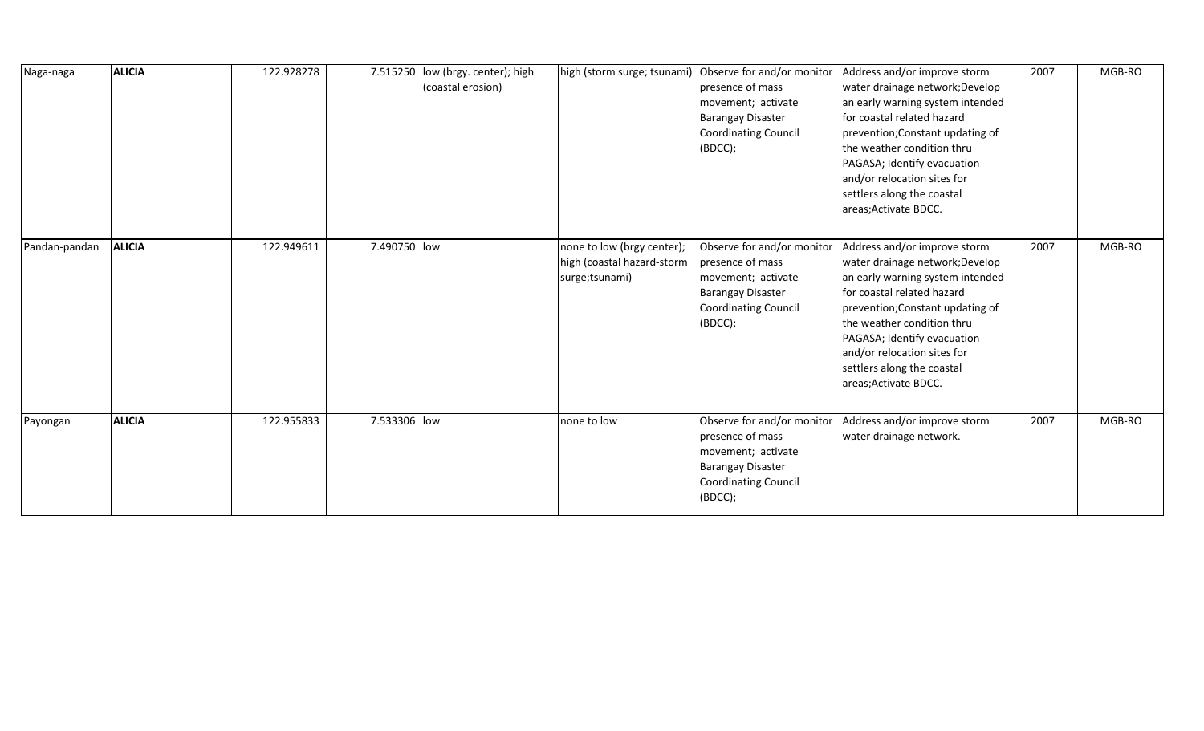| | | | | | | | | | |
|---|---|---|---|---|---|---|---|---|---|
| Naga-naga | **ALICIA** | 122.928278 | 7.515250 | low (brgy. center); high (coastal erosion) | high (storm surge; tsunami) | Observe for and/or monitor presence of mass movement; activate Barangay Disaster Coordinating Council (BDCC); | Address and/or improve storm water drainage network;Develop an early warning system intended for coastal related hazard prevention;Constant updating of the weather condition thru PAGASA; Identify evacuation and/or relocation sites for settlers along the coastal areas;Activate BDCC. | 2007 | MGB-RO |
| Pandan-pandan | **ALICIA** | 122.949611 | 7.490750 | low | none to low (brgy center); high (coastal hazard-storm surge;tsunami) | Observe for and/or monitor presence of mass movement; activate Barangay Disaster Coordinating Council (BDCC); | Address and/or improve storm water drainage network;Develop an early warning system intended for coastal related hazard prevention;Constant updating of the weather condition thru PAGASA; Identify evacuation and/or relocation sites for settlers along the coastal areas;Activate BDCC. | 2007 | MGB-RO |
| Payongan | **ALICIA** | 122.955833 | 7.533306 | low | none to low | Observe for and/or monitor presence of mass movement; activate Barangay Disaster Coordinating Council (BDCC); | Address and/or improve storm water drainage network. | 2007 | MGB-RO |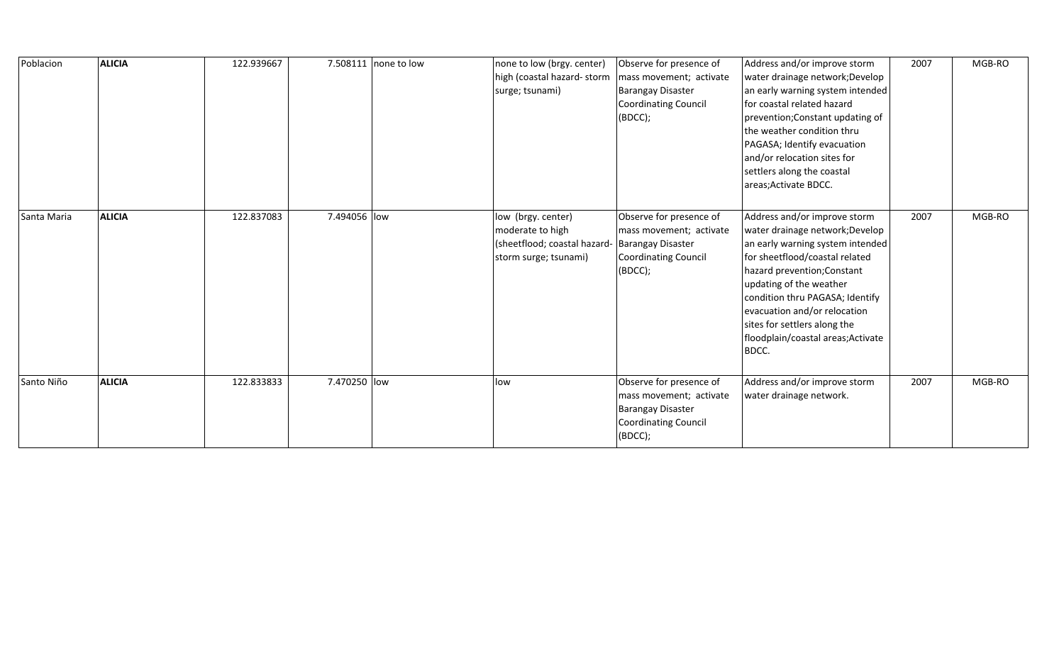| | | | | | | | | | |
|---|---|---|---|---|---|---|---|---|---|
| Poblacion | **ALICIA** | 122.939667 | 7.508111 | none to low | none to low (brgy. center) high (coastal hazard- storm surge; tsunami) | Observe for presence of mass movement; activate Barangay Disaster Coordinating Council (BDCC); | Address and/or improve storm water drainage network;Develop an early warning system intended for coastal related hazard prevention;Constant updating of the weather condition thru PAGASA; Identify evacuation and/or relocation sites for settlers along the coastal areas;Activate BDCC. | 2007 | MGB-RO |
| Santa Maria | **ALICIA** | 122.837083 | 7.494056 | low | low (brgy. center) moderate to high (sheetflood; coastal hazard- storm surge; tsunami) | Observe for presence of mass movement; activate Barangay Disaster Coordinating Council (BDCC); | Address and/or improve storm water drainage network;Develop an early warning system intended for sheetflood/coastal related hazard prevention;Constant updating of the weather condition thru PAGASA; Identify evacuation and/or relocation sites for settlers along the floodplain/coastal areas;Activate BDCC. | 2007 | MGB-RO |
| Santo Niño | **ALICIA** | 122.833833 | 7.470250 | low | low | Observe for presence of mass movement; activate Barangay Disaster Coordinating Council (BDCC); | Address and/or improve storm water drainage network. | 2007 | MGB-RO |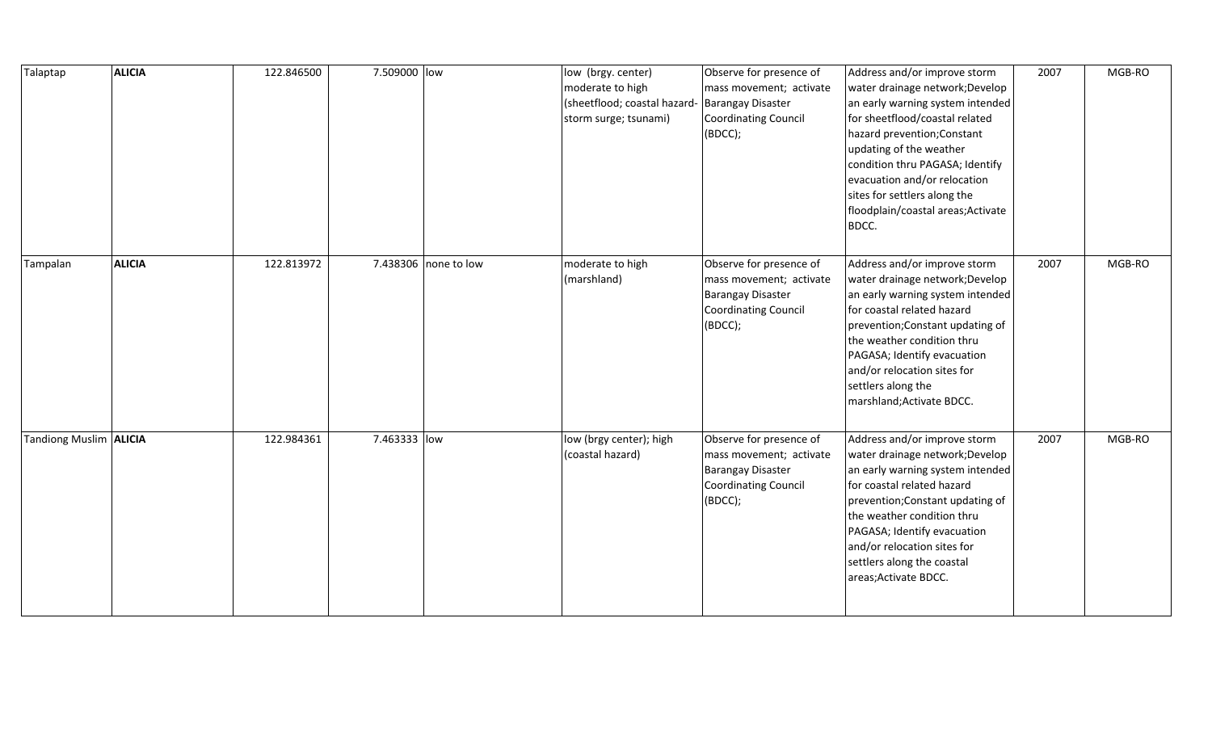| Talaptap | **ALICIA** | 122.846500 | 7.509000 | low | low (brgy. center) moderate to high (sheetflood; coastal hazard- storm surge; tsunami) | Observe for presence of mass movement; activate Barangay Disaster Coordinating Council (BDCC); | Address and/or improve storm water drainage network;Develop an early warning system intended for sheetflood/coastal related hazard prevention;Constant updating of the weather condition thru PAGASA; Identify evacuation and/or relocation sites for settlers along the floodplain/coastal areas;Activate BDCC. | 2007 | MGB-RO |
|---|---|---|---|---|---|---|---|---|---|
| Tampalan | **ALICIA** | 122.813972 | 7.438306 | none to low | moderate to high (marshland) | Observe for presence of mass movement; activate Barangay Disaster Coordinating Council (BDCC); | Address and/or improve storm water drainage network;Develop an early warning system intended for coastal related hazard prevention;Constant updating of the weather condition thru PAGASA; Identify evacuation and/or relocation sites for settlers along the marshland;Activate BDCC. | 2007 | MGB-RO |
| Tandiong Muslim | **ALICIA** | 122.984361 | 7.463333 | low | low (brgy center); high (coastal hazard) | Observe for presence of mass movement; activate Barangay Disaster Coordinating Council (BDCC); | Address and/or improve storm water drainage network;Develop an early warning system intended for coastal related hazard prevention;Constant updating of the weather condition thru PAGASA; Identify evacuation and/or relocation sites for settlers along the coastal areas;Activate BDCC. | 2007 | MGB-RO |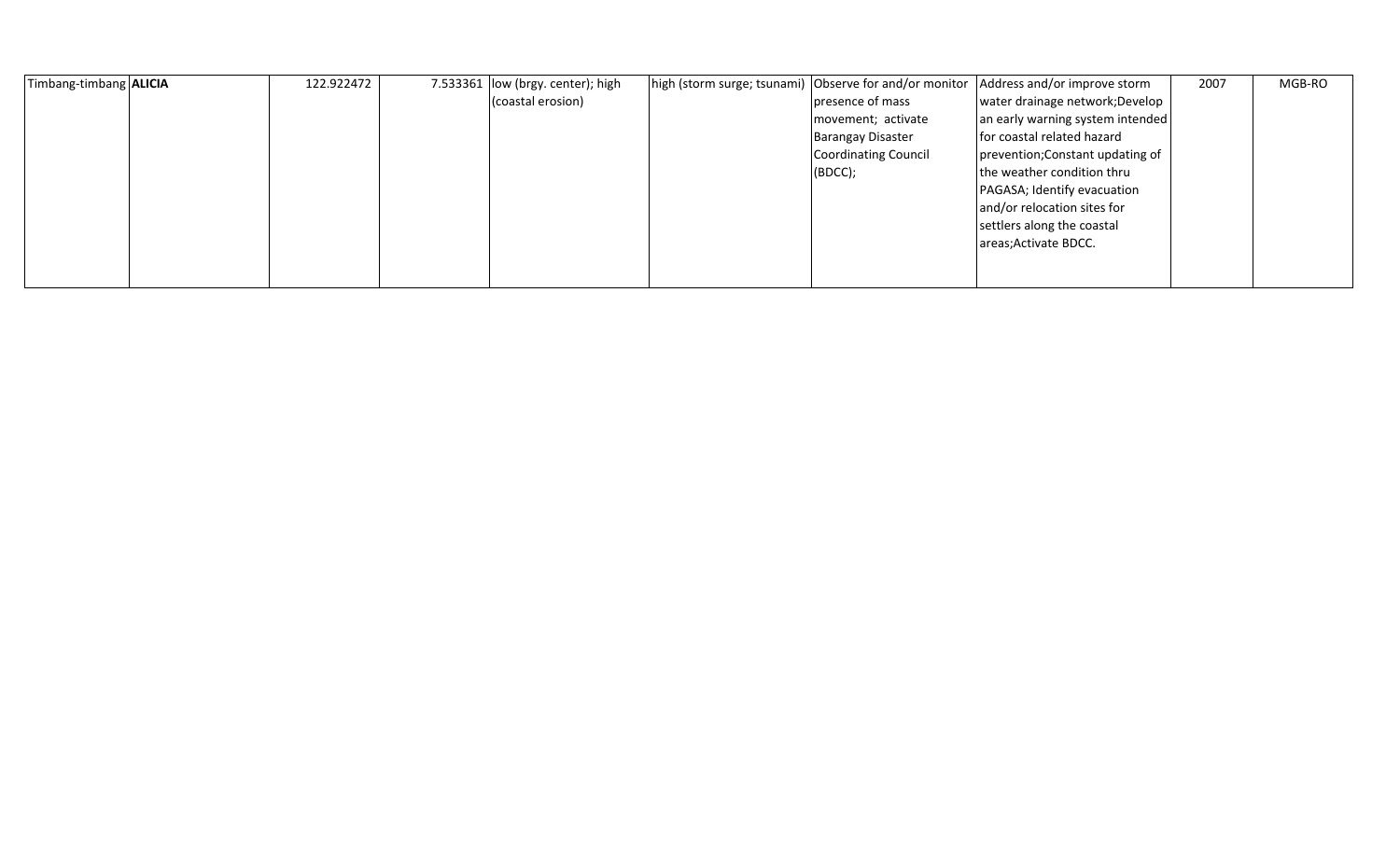| | | | | | | | | | |
|---|---|---|---|---|---|---|---|---|---|
| Timbang-timbang | **ALICIA** | 122.922472 | 7.533361 | low (brgy. center); high (coastal erosion) | high (storm surge; tsunami) | Observe for and/or monitor presence of mass movement; activate Barangay Disaster Coordinating Council (BDCC); | Address and/or improve storm water drainage network;Develop an early warning system intended for coastal related hazard prevention;Constant updating of the weather condition thru PAGASA; Identify evacuation and/or relocation sites for settlers along the coastal areas;Activate BDCC. | 2007 | MGB-RO |